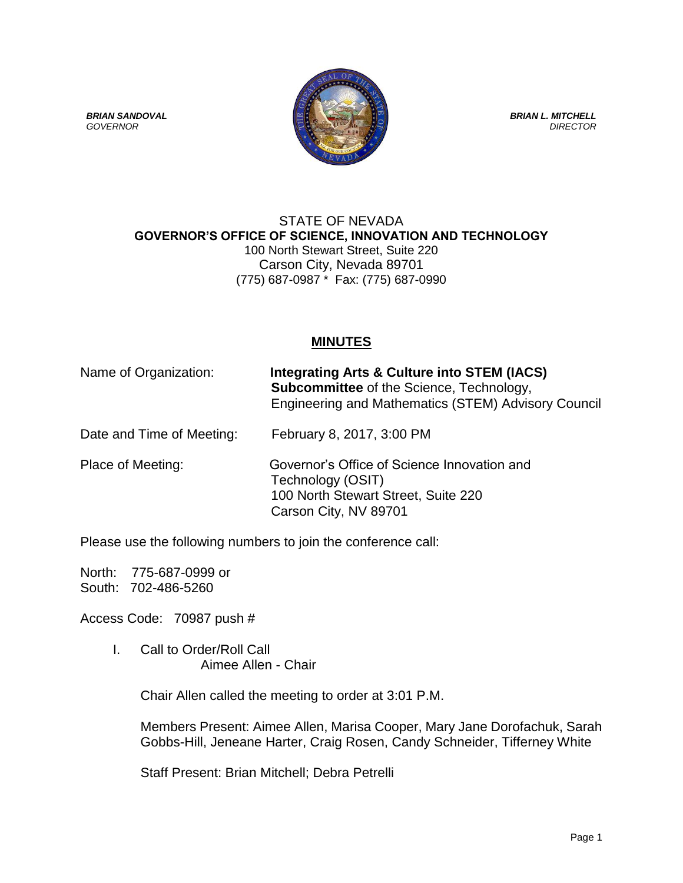***BRIAN SANDOVAL***
*GOVERNOR*

***BRIAN L. MITCHELL***
*DIRECTOR*

STATE OF NEVADA
**GOVERNOR'S OFFICE OF SCIENCE, INNOVATION AND TECHNOLOGY**
100 North Stewart Street, Suite 220
Carson City, Nevada 89701
(775) 687-0987 * Fax: (775) 687-0990

# MINUTES

Name of Organization: **Integrating Arts & Culture into STEM (IACS) Subcommittee** of the Science, Technology, Engineering and Mathematics (STEM) Advisory Council

Date and Time of Meeting: February 8, 2017, 3:00 PM

Place of Meeting: Governor's Office of Science Innovation and Technology (OSIT)
100 North Stewart Street, Suite 220
Carson City, NV 89701

Please use the following numbers to join the conference call:

North: 775-687-0999 or
South: 702-486-5260

Access Code: 70987 push #

I. Call to Order/Roll Call
Aimee Allen - Chair

Chair Allen called the meeting to order at 3:01 P.M.

Members Present: Aimee Allen, Marisa Cooper, Mary Jane Dorofachuk, Sarah Gobbs-Hill, Jeneane Harter, Craig Rosen, Candy Schneider, Tifferney White

Staff Present: Brian Mitchell; Debra Petrelli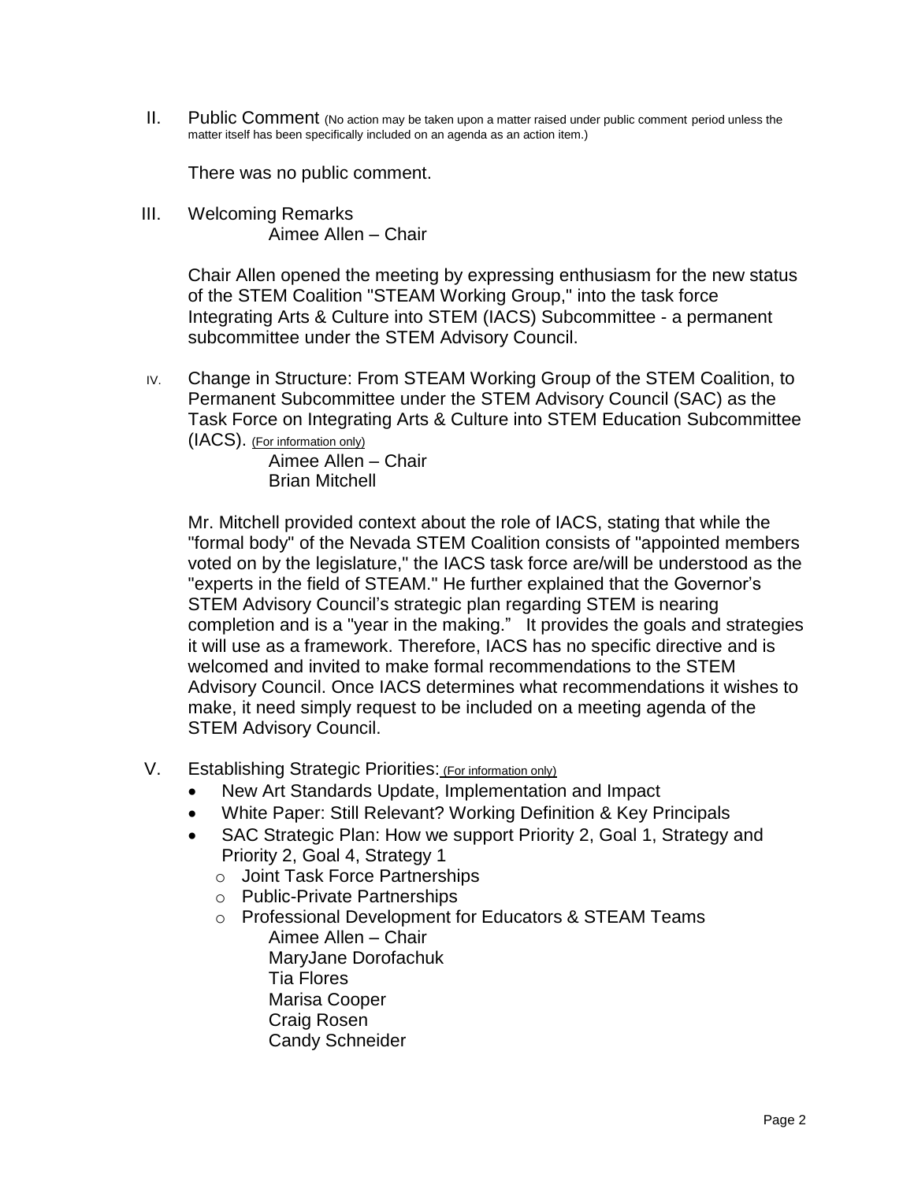II. Public Comment (No action may be taken upon a matter raised under public comment period unless the matter itself has been specifically included on an agenda as an action item.)

There was no public comment.

III. Welcoming Remarks

Aimee Allen – Chair

Chair Allen opened the meeting by expressing enthusiasm for the new status of the STEM Coalition "STEAM Working Group," into the task force Integrating Arts & Culture into STEM (IACS) Subcommittee - a permanent subcommittee under the STEM Advisory Council.

IV. Change in Structure: From STEAM Working Group of the STEM Coalition, to Permanent Subcommittee under the STEM Advisory Council (SAC) as the Task Force on Integrating Arts & Culture into STEM Education Subcommittee (IACS). (For information only)

Aimee Allen – Chair
Brian Mitchell

Mr. Mitchell provided context about the role of IACS, stating that while the "formal body" of the Nevada STEM Coalition consists of "appointed members voted on by the legislature," the IACS task force are/will be understood as the "experts in the field of STEAM." He further explained that the Governor's STEM Advisory Council's strategic plan regarding STEM is nearing completion and is a "year in the making." It provides the goals and strategies it will use as a framework. Therefore, IACS has no specific directive and is welcomed and invited to make formal recommendations to the STEM Advisory Council. Once IACS determines what recommendations it wishes to make, it need simply request to be included on a meeting agenda of the STEM Advisory Council.

V. Establishing Strategic Priorities: (For information only)

- New Art Standards Update, Implementation and Impact
- White Paper: Still Relevant? Working Definition & Key Principals
- SAC Strategic Plan: How we support Priority 2, Goal 1, Strategy and Priority 2, Goal 4, Strategy 1
  - Joint Task Force Partnerships
  - Public-Private Partnerships
  - Professional Development for Educators & STEAM Teams

Aimee Allen – Chair
MaryJane Dorofachuk
Tia Flores
Marisa Cooper
Craig Rosen
Candy Schneider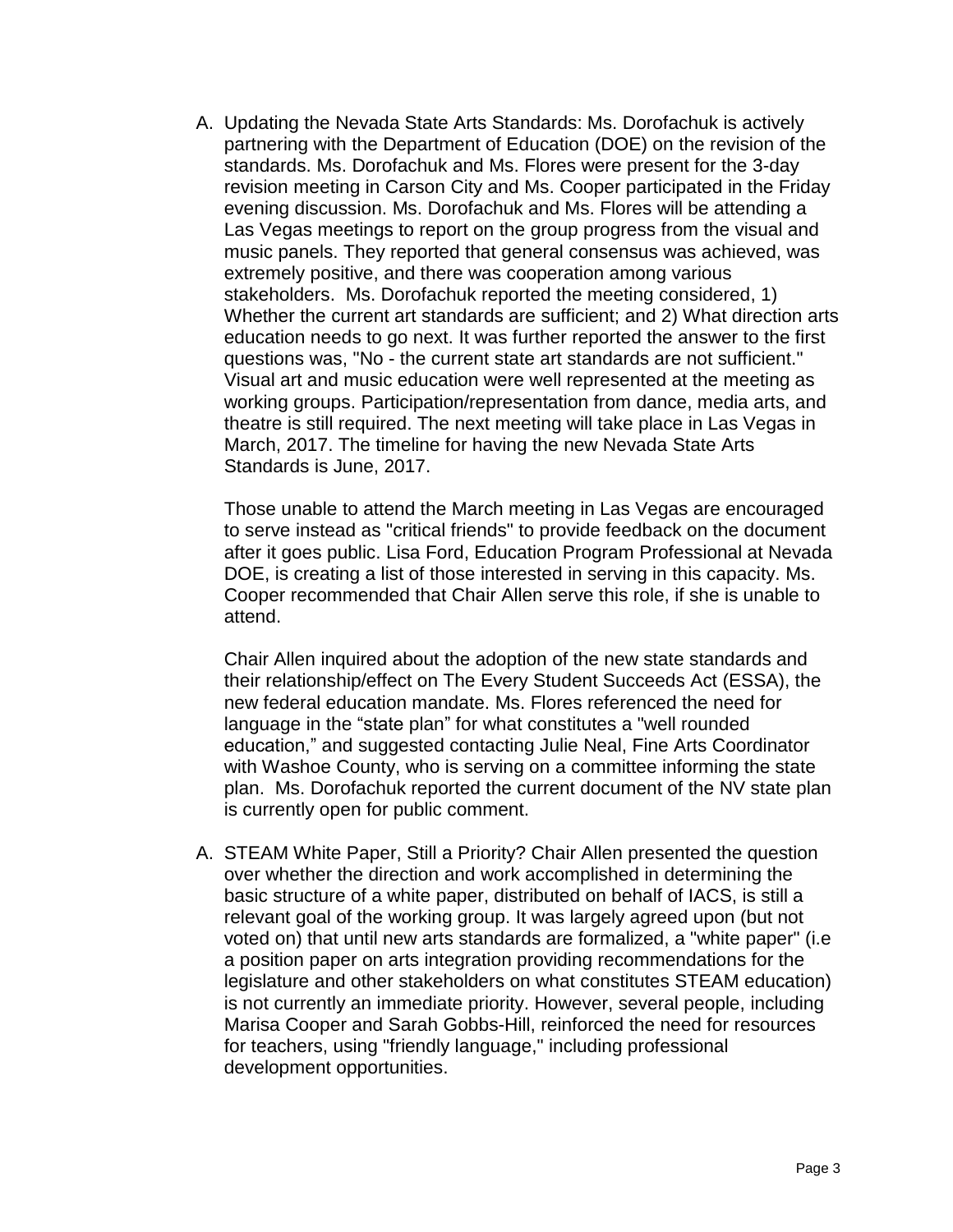A. Updating the Nevada State Arts Standards: Ms. Dorofachuk is actively partnering with the Department of Education (DOE) on the revision of the standards. Ms. Dorofachuk and Ms. Flores were present for the 3-day revision meeting in Carson City and Ms. Cooper participated in the Friday evening discussion. Ms. Dorofachuk and Ms. Flores will be attending a Las Vegas meetings to report on the group progress from the visual and music panels. They reported that general consensus was achieved, was extremely positive, and there was cooperation among various stakeholders. Ms. Dorofachuk reported the meeting considered, 1) Whether the current art standards are sufficient; and 2) What direction arts education needs to go next. It was further reported the answer to the first questions was, "No - the current state art standards are not sufficient." Visual art and music education were well represented at the meeting as working groups. Participation/representation from dance, media arts, and theatre is still required. The next meeting will take place in Las Vegas in March, 2017. The timeline for having the new Nevada State Arts Standards is June, 2017.

   Those unable to attend the March meeting in Las Vegas are encouraged to serve instead as "critical friends" to provide feedback on the document after it goes public. Lisa Ford, Education Program Professional at Nevada DOE, is creating a list of those interested in serving in this capacity. Ms. Cooper recommended that Chair Allen serve this role, if she is unable to attend.

   Chair Allen inquired about the adoption of the new state standards and their relationship/effect on The Every Student Succeeds Act (ESSA), the new federal education mandate. Ms. Flores referenced the need for language in the "state plan" for what constitutes a "well rounded education," and suggested contacting Julie Neal, Fine Arts Coordinator with Washoe County, who is serving on a committee informing the state plan. Ms. Dorofachuk reported the current document of the NV state plan is currently open for public comment.

A. STEAM White Paper, Still a Priority? Chair Allen presented the question over whether the direction and work accomplished in determining the basic structure of a white paper, distributed on behalf of IACS, is still a relevant goal of the working group. It was largely agreed upon (but not voted on) that until new arts standards are formalized, a "white paper" (i.e a position paper on arts integration providing recommendations for the legislature and other stakeholders on what constitutes STEAM education) is not currently an immediate priority. However, several people, including Marisa Cooper and Sarah Gobbs-Hill, reinforced the need for resources for teachers, using "friendly language," including professional development opportunities.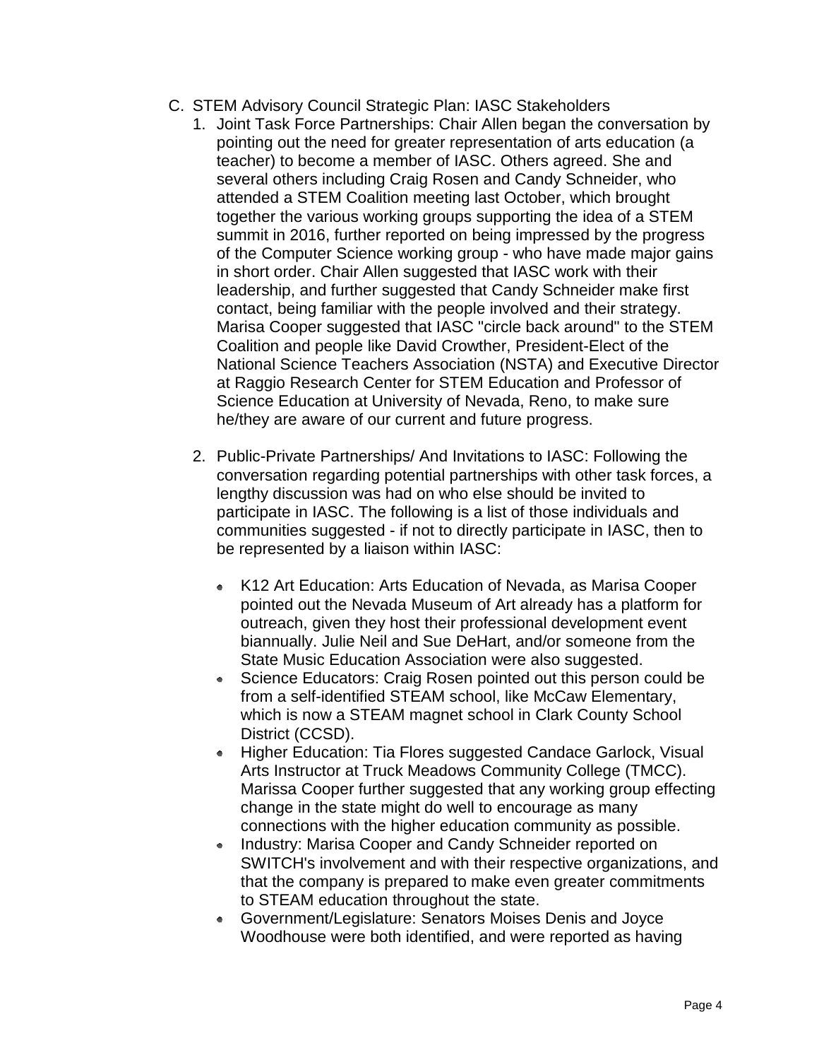C. STEM Advisory Council Strategic Plan: IASC Stakeholders

1. Joint Task Force Partnerships: Chair Allen began the conversation by pointing out the need for greater representation of arts education (a teacher) to become a member of IASC. Others agreed. She and several others including Craig Rosen and Candy Schneider, who attended a STEM Coalition meeting last October, which brought together the various working groups supporting the idea of a STEM summit in 2016, further reported on being impressed by the progress of the Computer Science working group - who have made major gains in short order. Chair Allen suggested that IASC work with their leadership, and further suggested that Candy Schneider make first contact, being familiar with the people involved and their strategy. Marisa Cooper suggested that IASC "circle back around" to the STEM Coalition and people like David Crowther, President-Elect of the National Science Teachers Association (NSTA) and Executive Director at Raggio Research Center for STEM Education and Professor of Science Education at University of Nevada, Reno, to make sure he/they are aware of our current and future progress.

2. Public-Private Partnerships/ And Invitations to IASC: Following the conversation regarding potential partnerships with other task forces, a lengthy discussion was had on who else should be invited to participate in IASC. The following is a list of those individuals and communities suggested - if not to directly participate in IASC, then to be represented by a liaison within IASC:

   - K12 Art Education: Arts Education of Nevada, as Marisa Cooper pointed out the Nevada Museum of Art already has a platform for outreach, given they host their professional development event biannually. Julie Neil and Sue DeHart, and/or someone from the State Music Education Association were also suggested.
   - Science Educators: Craig Rosen pointed out this person could be from a self-identified STEAM school, like McCaw Elementary, which is now a STEAM magnet school in Clark County School District (CCSD).
   - Higher Education: Tia Flores suggested Candace Garlock, Visual Arts Instructor at Truck Meadows Community College (TMCC). Marissa Cooper further suggested that any working group effecting change in the state might do well to encourage as many connections with the higher education community as possible.
   - Industry: Marisa Cooper and Candy Schneider reported on SWITCH's involvement and with their respective organizations, and that the company is prepared to make even greater commitments to STEAM education throughout the state.
   - Government/Legislature: Senators Moises Denis and Joyce Woodhouse were both identified, and were reported as having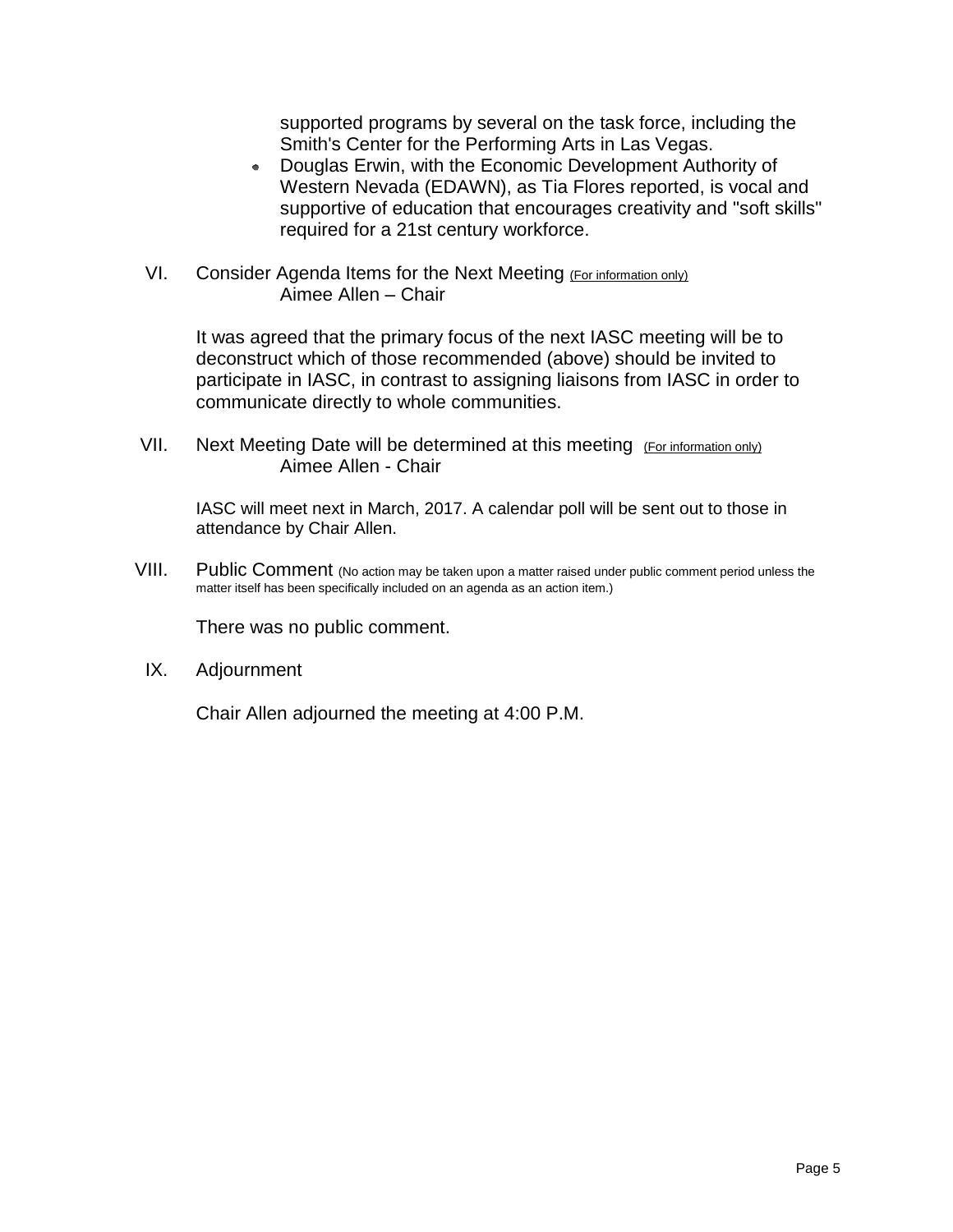supported programs by several on the task force, including the Smith's Center for the Performing Arts in Las Vegas.

- Douglas Erwin, with the Economic Development Authority of Western Nevada (EDAWN), as Tia Flores reported, is vocal and supportive of education that encourages creativity and "soft skills" required for a 21st century workforce.

VI. Consider Agenda Items for the Next Meeting (For information only)
Aimee Allen – Chair

It was agreed that the primary focus of the next IASC meeting will be to deconstruct which of those recommended (above) should be invited to participate in IASC, in contrast to assigning liaisons from IASC in order to communicate directly to whole communities.

VII. Next Meeting Date will be determined at this meeting (For information only)
Aimee Allen - Chair

IASC will meet next in March, 2017. A calendar poll will be sent out to those in attendance by Chair Allen.

VIII. Public Comment (No action may be taken upon a matter raised under public comment period unless the matter itself has been specifically included on an agenda as an action item.)

There was no public comment.

IX. Adjournment

Chair Allen adjourned the meeting at 4:00 P.M.